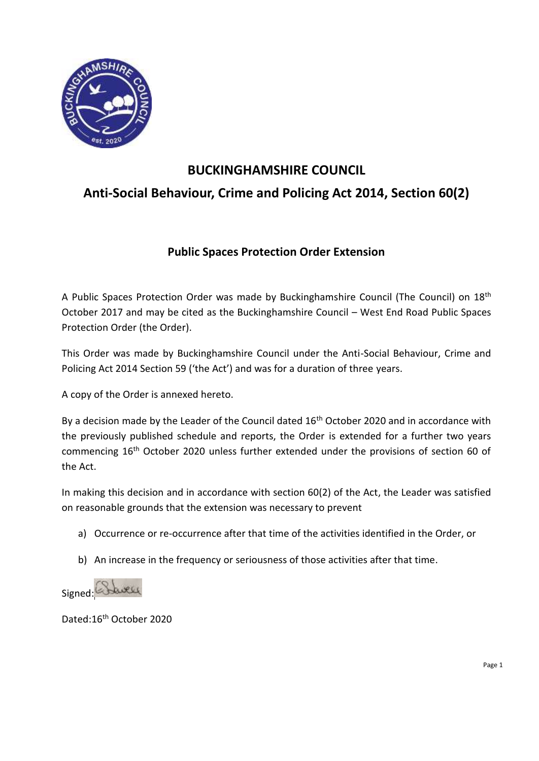# BUCKINGHAMSHIRE COUNCIL

## Anti-Social Behaviour, Crime and Policing Act 2014, Section 60(2)

### Public Spaces Protection Order Extension

A Public Spaces Protection Order was made by Buckinghamshire Council (The Council) on 18th October 2017 and may be cited as the Buckinghamshire Council – West End Road Public Spaces Protection Order (the Order).

This Order was made by Buckinghamshire Council under the Anti-Social Behaviour, Crime and Policing Act 2014 Section 59 ('the Act') and was for a duration of three years.

A copy of the Order is annexed hereto.

By a decision made by the Leader of the Council dated 16th October 2020 and in accordance with the previously published schedule and reports, the Order is extended for a further two years commencing 16th October 2020 unless further extended under the provisions of section 60 of the Act.

In making this decision and in accordance with section 60(2) of the Act, the Leader was satisfied on reasonable grounds that the extension was necessary to prevent

a) Occurrence or re-occurrence after that time of the activities identified in the Order, or

b) An increase in the frequency or seriousness of those activities after that time.

Signed:

Dated:16th October 2020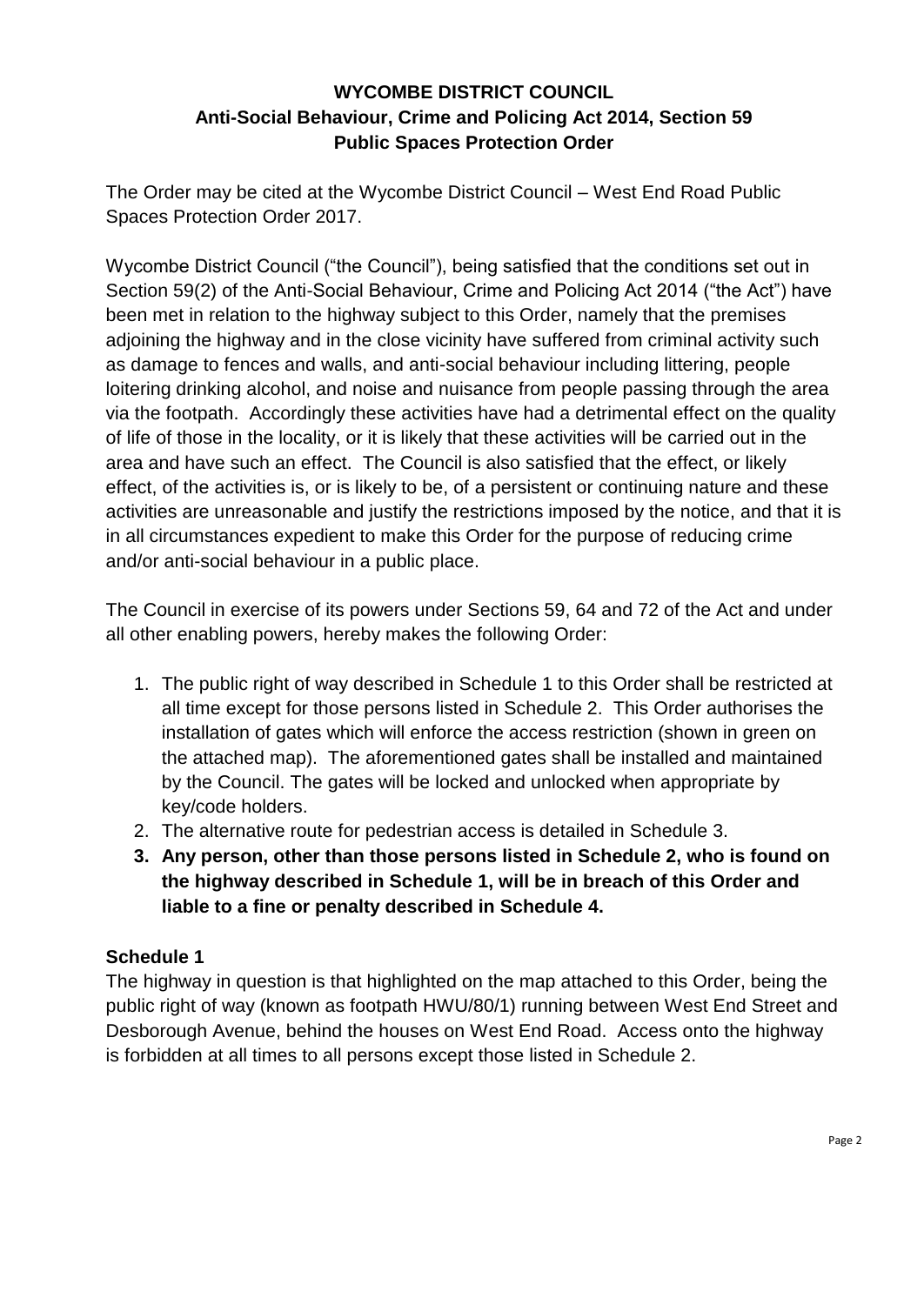**WYCOMBE DISTRICT COUNCIL**
**Anti-Social Behaviour, Crime and Policing Act 2014, Section 59**
**Public Spaces Protection Order**

The Order may be cited at the Wycombe District Council – West End Road Public Spaces Protection Order 2017.

Wycombe District Council ("the Council"), being satisfied that the conditions set out in Section 59(2) of the Anti-Social Behaviour, Crime and Policing Act 2014 ("the Act") have been met in relation to the highway subject to this Order, namely that the premises adjoining the highway and in the close vicinity have suffered from criminal activity such as damage to fences and walls, and anti-social behaviour including littering, people loitering drinking alcohol, and noise and nuisance from people passing through the area via the footpath. Accordingly these activities have had a detrimental effect on the quality of life of those in the locality, or it is likely that these activities will be carried out in the area and have such an effect. The Council is also satisfied that the effect, or likely effect, of the activities is, or is likely to be, of a persistent or continuing nature and these activities are unreasonable and justify the restrictions imposed by the notice, and that it is in all circumstances expedient to make this Order for the purpose of reducing crime and/or anti-social behaviour in a public place.

The Council in exercise of its powers under Sections 59, 64 and 72 of the Act and under all other enabling powers, hereby makes the following Order:

1. The public right of way described in Schedule 1 to this Order shall be restricted at all time except for those persons listed in Schedule 2. This Order authorises the installation of gates which will enforce the access restriction (shown in green on the attached map). The aforementioned gates shall be installed and maintained by the Council. The gates will be locked and unlocked when appropriate by key/code holders.
2. The alternative route for pedestrian access is detailed in Schedule 3.
3. **Any person, other than those persons listed in Schedule 2, who is found on the highway described in Schedule 1, will be in breach of this Order and liable to a fine or penalty described in Schedule 4.**

**Schedule 1**

The highway in question is that highlighted on the map attached to this Order, being the public right of way (known as footpath HWU/80/1) running between West End Street and Desborough Avenue, behind the houses on West End Road. Access onto the highway is forbidden at all times to all persons except those listed in Schedule 2.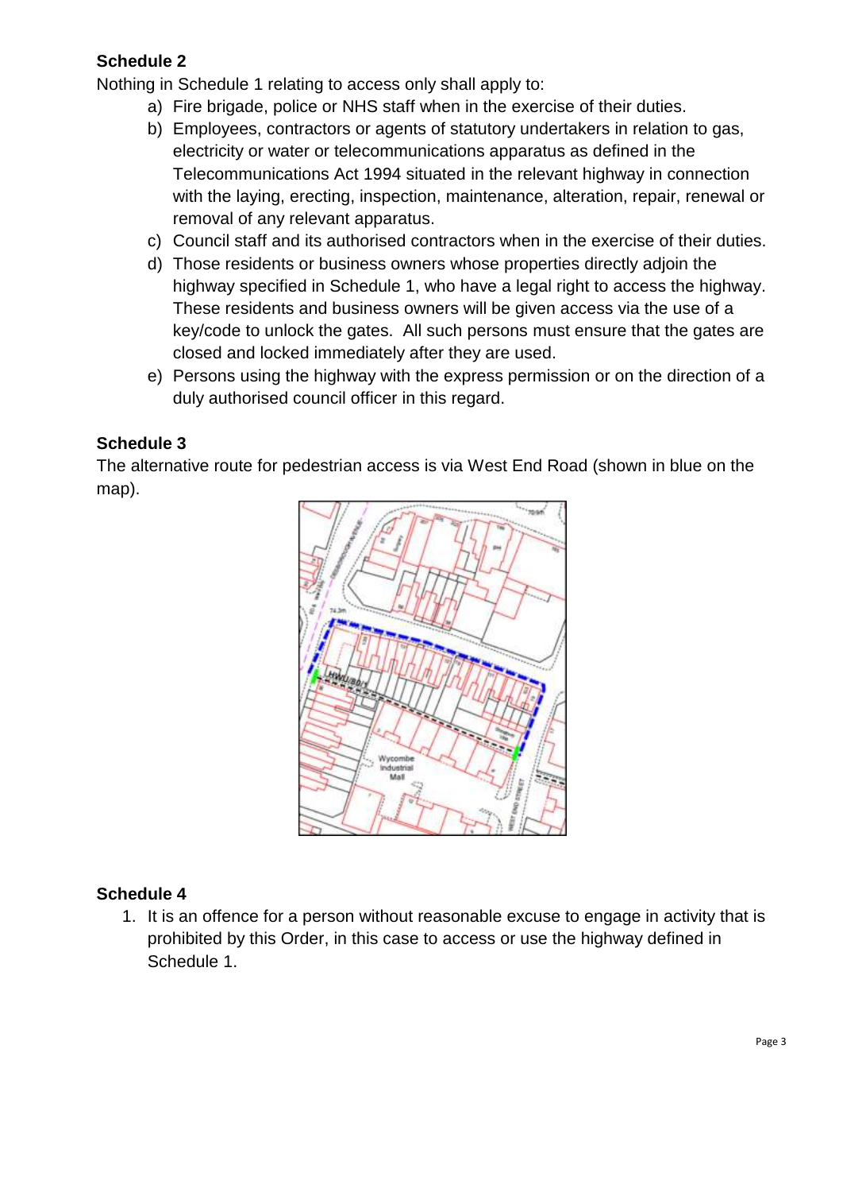## Schedule 2

Nothing in Schedule 1 relating to access only shall apply to:

a) Fire brigade, police or NHS staff when in the exercise of their duties.
b) Employees, contractors or agents of statutory undertakers in relation to gas, electricity or water or telecommunications apparatus as defined in the Telecommunications Act 1994 situated in the relevant highway in connection with the laying, erecting, inspection, maintenance, alteration, repair, renewal or removal of any relevant apparatus.
c) Council staff and its authorised contractors when in the exercise of their duties.
d) Those residents or business owners whose properties directly adjoin the highway specified in Schedule 1, who have a legal right to access the highway. These residents and business owners will be given access via the use of a key/code to unlock the gates. All such persons must ensure that the gates are closed and locked immediately after they are used.
e) Persons using the highway with the express permission or on the direction of a duly authorised council officer in this regard.

## Schedule 3

The alternative route for pedestrian access is via West End Road (shown in blue on the map).

## Schedule 4

1. It is an offence for a person without reasonable excuse to engage in activity that is prohibited by this Order, in this case to access or use the highway defined in Schedule 1.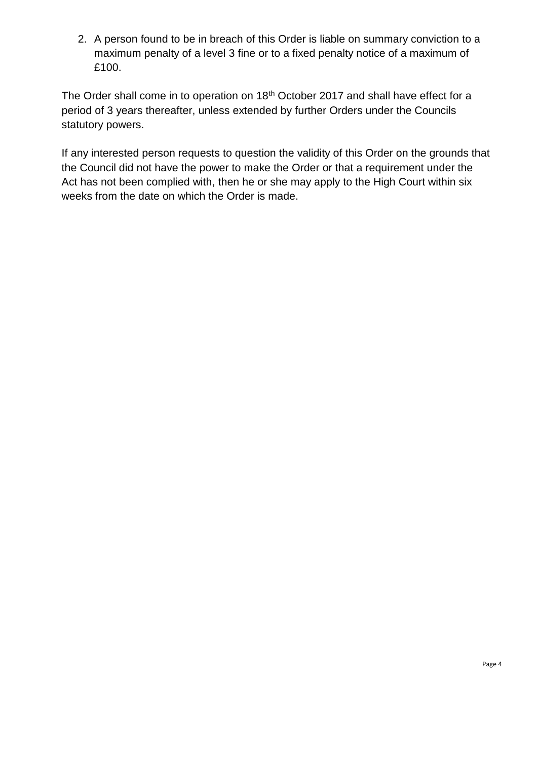2. A person found to be in breach of this Order is liable on summary conviction to a maximum penalty of a level 3 fine or to a fixed penalty notice of a maximum of £100.

The Order shall come in to operation on 18th October 2017 and shall have effect for a period of 3 years thereafter, unless extended by further Orders under the Councils statutory powers.

If any interested person requests to question the validity of this Order on the grounds that the Council did not have the power to make the Order or that a requirement under the Act has not been complied with, then he or she may apply to the High Court within six weeks from the date on which the Order is made.